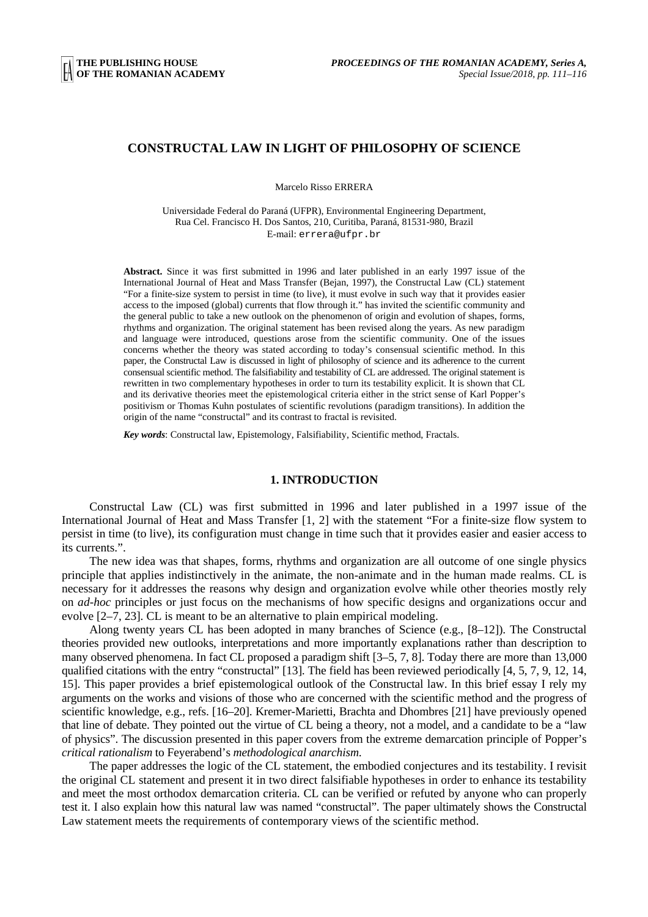# CONSTRUCTAL LAW IN LIGHT OF PHILOSOPHY OF SCIENCE

Marcelo Risso ERRERA

Universidade Federal do Paraná (UFPR), Environmental Engineering Department,
Rua Cel. Francisco H. Dos Santos, 210, Curitiba, Paraná, 81531-980, Brazil
E-mail: errera@ufpr.br

**Abstract.** Since it was first submitted in 1996 and later published in an early 1997 issue of the International Journal of Heat and Mass Transfer (Bejan, 1997), the Constructal Law (CL) statement "For a finite-size system to persist in time (to live), it must evolve in such way that it provides easier access to the imposed (global) currents that flow through it." has invited the scientific community and the general public to take a new outlook on the phenomenon of origin and evolution of shapes, forms, rhythms and organization. The original statement has been revised along the years. As new paradigm and language were introduced, questions arose from the scientific community. One of the issues concerns whether the theory was stated according to today's consensual scientific method. In this paper, the Constructal Law is discussed in light of philosophy of science and its adherence to the current consensual scientific method. The falsifiability and testability of CL are addressed. The original statement is rewritten in two complementary hypotheses in order to turn its testability explicit. It is shown that CL and its derivative theories meet the epistemological criteria either in the strict sense of Karl Popper's positivism or Thomas Kuhn postulates of scientific revolutions (paradigm transitions). In addition the origin of the name "constructal" and its contrast to fractal is revisited.

***Key words***: Constructal law, Epistemology, Falsifiability, Scientific method, Fractals.

## 1. INTRODUCTION

Constructal Law (CL) was first submitted in 1996 and later published in a 1997 issue of the International Journal of Heat and Mass Transfer [1, 2] with the statement "For a finite-size flow system to persist in time (to live), its configuration must change in time such that it provides easier and easier access to its currents.".

The new idea was that shapes, forms, rhythms and organization are all outcome of one single physics principle that applies indistinctively in the animate, the non-animate and in the human made realms. CL is necessary for it addresses the reasons why design and organization evolve while other theories mostly rely on *ad-hoc* principles or just focus on the mechanisms of how specific designs and organizations occur and evolve [2–7, 23]. CL is meant to be an alternative to plain empirical modeling.

Along twenty years CL has been adopted in many branches of Science (e.g., [8–12]). The Constructal theories provided new outlooks, interpretations and more importantly explanations rather than description to many observed phenomena. In fact CL proposed a paradigm shift [3–5, 7, 8]. Today there are more than 13,000 qualified citations with the entry "constructal" [13]. The field has been reviewed periodically [4, 5, 7, 9, 12, 14, 15]. This paper provides a brief epistemological outlook of the Constructal law. In this brief essay I rely my arguments on the works and visions of those who are concerned with the scientific method and the progress of scientific knowledge, e.g., refs. [16–20]. Kremer-Marietti, Brachta and Dhombres [21] have previously opened that line of debate. They pointed out the virtue of CL being a theory, not a model, and a candidate to be a "law of physics". The discussion presented in this paper covers from the extreme demarcation principle of Popper's *critical rationalism* to Feyerabend's *methodological anarchism*.

The paper addresses the logic of the CL statement, the embodied conjectures and its testability. I revisit the original CL statement and present it in two direct falsifiable hypotheses in order to enhance its testability and meet the most orthodox demarcation criteria. CL can be verified or refuted by anyone who can properly test it. I also explain how this natural law was named "constructal". The paper ultimately shows the Constructal Law statement meets the requirements of contemporary views of the scientific method.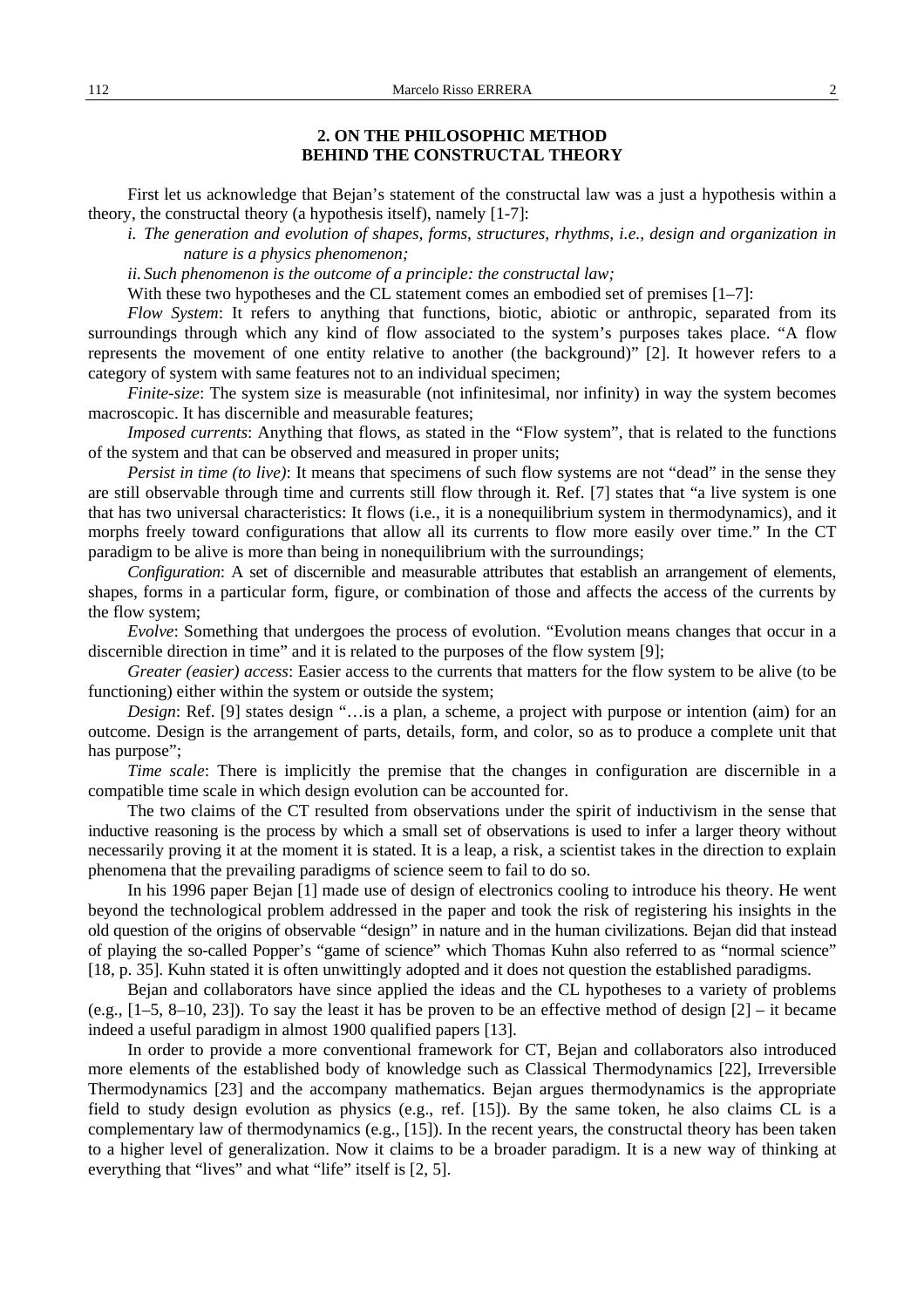## 2. ON THE PHILOSOPHIC METHOD BEHIND THE CONSTRUCTAL THEORY

First let us acknowledge that Bejan's statement of the constructal law was a just a hypothesis within a theory, the constructal theory (a hypothesis itself), namely [1-7]:

*i. The generation and evolution of shapes, forms, structures, rhythms, i.e., design and organization in nature is a physics phenomenon;*

*ii. Such phenomenon is the outcome of a principle: the constructal law;*

With these two hypotheses and the CL statement comes an embodied set of premises [1–7]:

*Flow System*: It refers to anything that functions, biotic, abiotic or anthropic, separated from its surroundings through which any kind of flow associated to the system's purposes takes place. "A flow represents the movement of one entity relative to another (the background)" [2]. It however refers to a category of system with same features not to an individual specimen;

*Finite-size*: The system size is measurable (not infinitesimal, nor infinity) in way the system becomes macroscopic. It has discernible and measurable features;

*Imposed currents*: Anything that flows, as stated in the "Flow system", that is related to the functions of the system and that can be observed and measured in proper units;

*Persist in time (to live)*: It means that specimens of such flow systems are not "dead" in the sense they are still observable through time and currents still flow through it. Ref. [7] states that "a live system is one that has two universal characteristics: It flows (i.e., it is a nonequilibrium system in thermodynamics), and it morphs freely toward configurations that allow all its currents to flow more easily over time." In the CT paradigm to be alive is more than being in nonequilibrium with the surroundings;

*Configuration*: A set of discernible and measurable attributes that establish an arrangement of elements, shapes, forms in a particular form, figure, or combination of those and affects the access of the currents by the flow system;

*Evolve*: Something that undergoes the process of evolution. "Evolution means changes that occur in a discernible direction in time" and it is related to the purposes of the flow system [9];

*Greater (easier) access*: Easier access to the currents that matters for the flow system to be alive (to be functioning) either within the system or outside the system;

*Design*: Ref. [9] states design "…is a plan, a scheme, a project with purpose or intention (aim) for an outcome. Design is the arrangement of parts, details, form, and color, so as to produce a complete unit that has purpose";

*Time scale*: There is implicitly the premise that the changes in configuration are discernible in a compatible time scale in which design evolution can be accounted for.

The two claims of the CT resulted from observations under the spirit of inductivism in the sense that inductive reasoning is the process by which a small set of observations is used to infer a larger theory without necessarily proving it at the moment it is stated. It is a leap, a risk, a scientist takes in the direction to explain phenomena that the prevailing paradigms of science seem to fail to do so.

In his 1996 paper Bejan [1] made use of design of electronics cooling to introduce his theory. He went beyond the technological problem addressed in the paper and took the risk of registering his insights in the old question of the origins of observable "design" in nature and in the human civilizations. Bejan did that instead of playing the so-called Popper's "game of science" which Thomas Kuhn also referred to as "normal science" [18, p. 35]. Kuhn stated it is often unwittingly adopted and it does not question the established paradigms.

Bejan and collaborators have since applied the ideas and the CL hypotheses to a variety of problems (e.g., [1–5, 8–10, 23]). To say the least it has be proven to be an effective method of design [2] – it became indeed a useful paradigm in almost 1900 qualified papers [13].

In order to provide a more conventional framework for CT, Bejan and collaborators also introduced more elements of the established body of knowledge such as Classical Thermodynamics [22], Irreversible Thermodynamics [23] and the accompany mathematics. Bejan argues thermodynamics is the appropriate field to study design evolution as physics (e.g., ref. [15]). By the same token, he also claims CL is a complementary law of thermodynamics (e.g., [15]). In the recent years, the constructal theory has been taken to a higher level of generalization. Now it claims to be a broader paradigm. It is a new way of thinking at everything that "lives" and what "life" itself is [2, 5].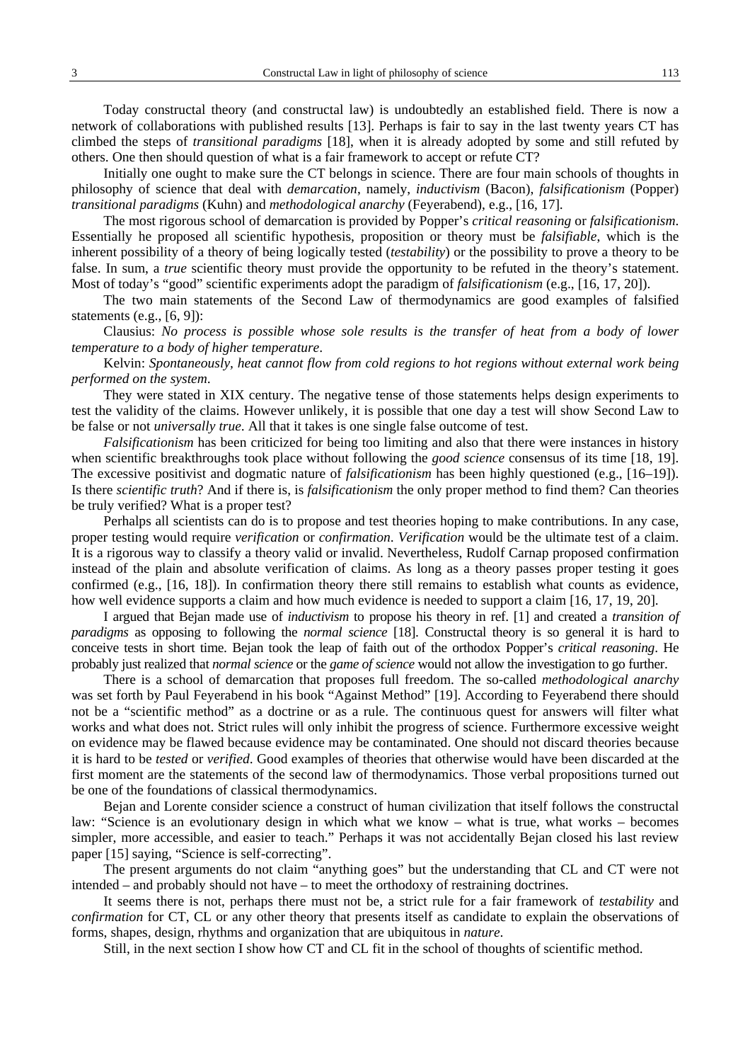Today constructal theory (and constructal law) is undoubtedly an established field. There is now a network of collaborations with published results [13]. Perhaps is fair to say in the last twenty years CT has climbed the steps of *transitional paradigms* [18], when it is already adopted by some and still refuted by others. One then should question of what is a fair framework to accept or refute CT?

Initially one ought to make sure the CT belongs in science. There are four main schools of thoughts in philosophy of science that deal with *demarcation*, namely, *inductivism* (Bacon), *falsificationism* (Popper) *transitional paradigms* (Kuhn) and *methodological anarchy* (Feyerabend), e.g., [16, 17].

The most rigorous school of demarcation is provided by Popper's *critical reasoning* or *falsificationism*. Essentially he proposed all scientific hypothesis, proposition or theory must be *falsifiable*, which is the inherent possibility of a theory of being logically tested (*testability*) or the possibility to prove a theory to be false. In sum, a *true* scientific theory must provide the opportunity to be refuted in the theory's statement. Most of today's "good" scientific experiments adopt the paradigm of *falsificationism* (e.g., [16, 17, 20]).

The two main statements of the Second Law of thermodynamics are good examples of falsified statements (e.g., [6, 9]):

Clausius: *No process is possible whose sole results is the transfer of heat from a body of lower temperature to a body of higher temperature*.

Kelvin: *Spontaneously, heat cannot flow from cold regions to hot regions without external work being performed on the system*.

They were stated in XIX century. The negative tense of those statements helps design experiments to test the validity of the claims. However unlikely, it is possible that one day a test will show Second Law to be false or not *universally true*. All that it takes is one single false outcome of test.

*Falsificationism* has been criticized for being too limiting and also that there were instances in history when scientific breakthroughs took place without following the *good science* consensus of its time [18, 19]. The excessive positivist and dogmatic nature of *falsificationism* has been highly questioned (e.g., [16–19]). Is there *scientific truth*? And if there is, is *falsificationism* the only proper method to find them? Can theories be truly verified? What is a proper test?

Perhaps all scientists can do is to propose and test theories hoping to make contributions. In any case, proper testing would require *verification* or *confirmation*. *Verification* would be the ultimate test of a claim. It is a rigorous way to classify a theory valid or invalid. Nevertheless, Rudolf Carnap proposed confirmation instead of the plain and absolute verification of claims. As long as a theory passes proper testing it goes confirmed (e.g., [16, 18]). In confirmation theory there still remains to establish what counts as evidence, how well evidence supports a claim and how much evidence is needed to support a claim [16, 17, 19, 20].

I argued that Bejan made use of *inductivism* to propose his theory in ref. [1] and created a *transition of paradigms* as opposing to following the *normal science* [18]. Constructal theory is so general it is hard to conceive tests in short time. Bejan took the leap of faith out of the orthodox Popper's *critical reasoning*. He probably just realized that *normal science* or the *game of science* would not allow the investigation to go further.

There is a school of demarcation that proposes full freedom. The so-called *methodological anarchy* was set forth by Paul Feyerabend in his book "Against Method" [19]. According to Feyerabend there should not be a "scientific method" as a doctrine or as a rule. The continuous quest for answers will filter what works and what does not. Strict rules will only inhibit the progress of science. Furthermore excessive weight on evidence may be flawed because evidence may be contaminated. One should not discard theories because it is hard to be *tested* or *verified*. Good examples of theories that otherwise would have been discarded at the first moment are the statements of the second law of thermodynamics. Those verbal propositions turned out be one of the foundations of classical thermodynamics.

Bejan and Lorente consider science a construct of human civilization that itself follows the constructal law: "Science is an evolutionary design in which what we know – what is true, what works – becomes simpler, more accessible, and easier to teach." Perhaps it was not accidentally Bejan closed his last review paper [15] saying, "Science is self-correcting".

The present arguments do not claim "anything goes" but the understanding that CL and CT were not intended – and probably should not have – to meet the orthodoxy of restraining doctrines.

It seems there is not, perhaps there must not be, a strict rule for a fair framework of *testability* and *confirmation* for CT, CL or any other theory that presents itself as candidate to explain the observations of forms, shapes, design, rhythms and organization that are ubiquitous in *nature*.

Still, in the next section I show how CT and CL fit in the school of thoughts of scientific method.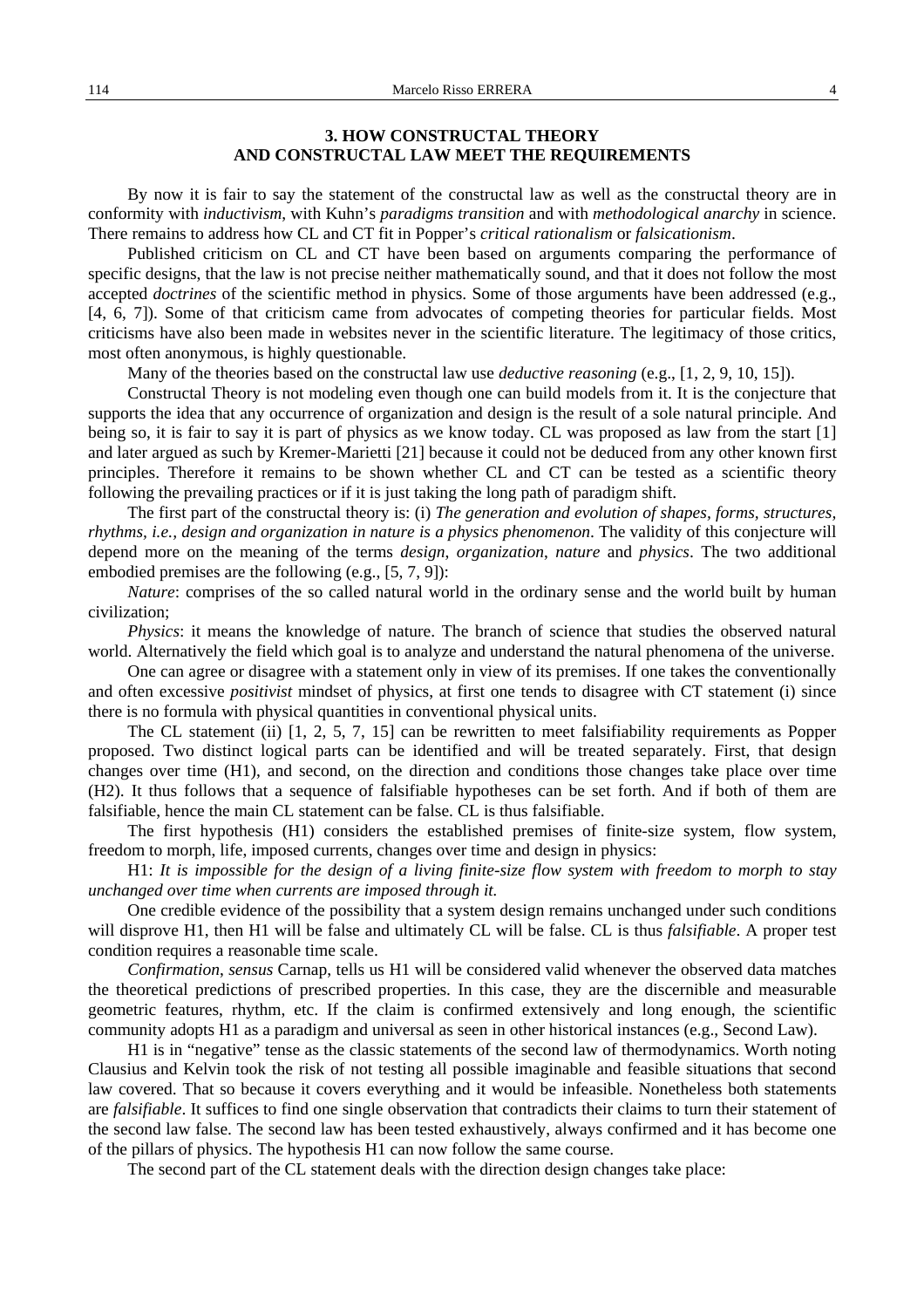## 3. HOW CONSTRUCTAL THEORY AND CONSTRUCTAL LAW MEET THE REQUIREMENTS

By now it is fair to say the statement of the constructal law as well as the constructal theory are in conformity with *inductivism*, with Kuhn's *paradigms transition* and with *methodological anarchy* in science. There remains to address how CL and CT fit in Popper's *critical rationalism* or *falsicationism*.

Published criticism on CL and CT have been based on arguments comparing the performance of specific designs, that the law is not precise neither mathematically sound, and that it does not follow the most accepted *doctrines* of the scientific method in physics. Some of those arguments have been addressed (e.g., [4, 6, 7]). Some of that criticism came from advocates of competing theories for particular fields. Most criticisms have also been made in websites never in the scientific literature. The legitimacy of those critics, most often anonymous, is highly questionable.

Many of the theories based on the constructal law use *deductive reasoning* (e.g., [1, 2, 9, 10, 15]).

Constructal Theory is not modeling even though one can build models from it. It is the conjecture that supports the idea that any occurrence of organization and design is the result of a sole natural principle. And being so, it is fair to say it is part of physics as we know today. CL was proposed as law from the start [1] and later argued as such by Kremer-Marietti [21] because it could not be deduced from any other known first principles. Therefore it remains to be shown whether CL and CT can be tested as a scientific theory following the prevailing practices or if it is just taking the long path of paradigm shift.

The first part of the constructal theory is: (i) *The generation and evolution of shapes, forms, structures, rhythms, i.e., design and organization in nature is a physics phenomenon*. The validity of this conjecture will depend more on the meaning of the terms *design*, *organization*, *nature* and *physics*. The two additional embodied premises are the following (e.g., [5, 7, 9]):

*Nature*: comprises of the so called natural world in the ordinary sense and the world built by human civilization;

*Physics*: it means the knowledge of nature. The branch of science that studies the observed natural world. Alternatively the field which goal is to analyze and understand the natural phenomena of the universe.

One can agree or disagree with a statement only in view of its premises. If one takes the conventionally and often excessive *positivist* mindset of physics, at first one tends to disagree with CT statement (i) since there is no formula with physical quantities in conventional physical units.

The CL statement (ii) [1, 2, 5, 7, 15] can be rewritten to meet falsifiability requirements as Popper proposed. Two distinct logical parts can be identified and will be treated separately. First, that design changes over time (H1), and second, on the direction and conditions those changes take place over time (H2). It thus follows that a sequence of falsifiable hypotheses can be set forth. And if both of them are falsifiable, hence the main CL statement can be false. CL is thus falsifiable.

The first hypothesis (H1) considers the established premises of finite-size system, flow system, freedom to morph, life, imposed currents, changes over time and design in physics:

H1: *It is impossible for the design of a living finite-size flow system with freedom to morph to stay unchanged over time when currents are imposed through it.*

One credible evidence of the possibility that a system design remains unchanged under such conditions will disprove H1, then H1 will be false and ultimately CL will be false. CL is thus *falsifiable*. A proper test condition requires a reasonable time scale.

*Confirmation*, *sensus* Carnap, tells us H1 will be considered valid whenever the observed data matches the theoretical predictions of prescribed properties. In this case, they are the discernible and measurable geometric features, rhythm, etc. If the claim is confirmed extensively and long enough, the scientific community adopts H1 as a paradigm and universal as seen in other historical instances (e.g., Second Law).

H1 is in "negative" tense as the classic statements of the second law of thermodynamics. Worth noting Clausius and Kelvin took the risk of not testing all possible imaginable and feasible situations that second law covered. That so because it covers everything and it would be infeasible. Nonetheless both statements are *falsifiable*. It suffices to find one single observation that contradicts their claims to turn their statement of the second law false. The second law has been tested exhaustively, always confirmed and it has become one of the pillars of physics. The hypothesis H1 can now follow the same course.

The second part of the CL statement deals with the direction design changes take place: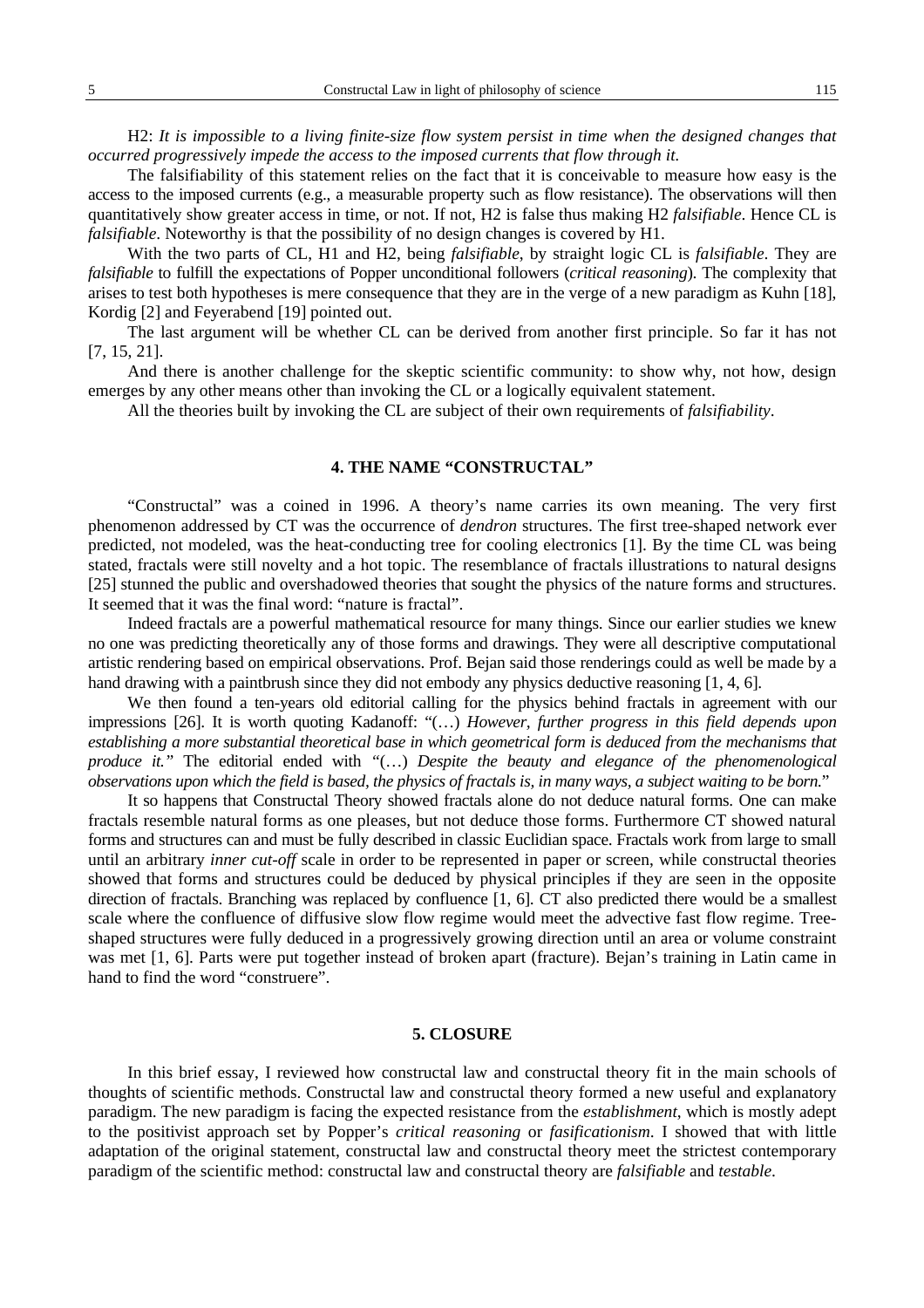H2: *It is impossible to a living finite-size flow system persist in time when the designed changes that occurred progressively impede the access to the imposed currents that flow through it.*

The falsifiability of this statement relies on the fact that it is conceivable to measure how easy is the access to the imposed currents (e.g., a measurable property such as flow resistance). The observations will then quantitatively show greater access in time, or not. If not, H2 is false thus making H2 *falsifiable*. Hence CL is *falsifiable*. Noteworthy is that the possibility of no design changes is covered by H1.

With the two parts of CL, H1 and H2, being *falsifiable*, by straight logic CL is *falsifiable*. They are *falsifiable* to fulfill the expectations of Popper unconditional followers (*critical reasoning*). The complexity that arises to test both hypotheses is mere consequence that they are in the verge of a new paradigm as Kuhn [18], Kordig [2] and Feyerabend [19] pointed out.

The last argument will be whether CL can be derived from another first principle. So far it has not [7, 15, 21].

And there is another challenge for the skeptic scientific community: to show why, not how, design emerges by any other means other than invoking the CL or a logically equivalent statement.

All the theories built by invoking the CL are subject of their own requirements of *falsifiability*.

## 4. THE NAME "CONSTRUCTAL"

"Constructal" was a coined in 1996. A theory's name carries its own meaning. The very first phenomenon addressed by CT was the occurrence of *dendron* structures. The first tree-shaped network ever predicted, not modeled, was the heat-conducting tree for cooling electronics [1]. By the time CL was being stated, fractals were still novelty and a hot topic. The resemblance of fractals illustrations to natural designs [25] stunned the public and overshadowed theories that sought the physics of the nature forms and structures. It seemed that it was the final word: "nature is fractal".

Indeed fractals are a powerful mathematical resource for many things. Since our earlier studies we knew no one was predicting theoretically any of those forms and drawings. They were all descriptive computational artistic rendering based on empirical observations. Prof. Bejan said those renderings could as well be made by a hand drawing with a paintbrush since they did not embody any physics deductive reasoning [1, 4, 6].

We then found a ten-years old editorial calling for the physics behind fractals in agreement with our impressions [26]. It is worth quoting Kadanoff: "(…) *However, further progress in this field depends upon establishing a more substantial theoretical base in which geometrical form is deduced from the mechanisms that produce it.*" The editorial ended with "(…) *Despite the beauty and elegance of the phenomenological observations upon which the field is based, the physics of fractals is, in many ways, a subject waiting to be born.*"

It so happens that Constructal Theory showed fractals alone do not deduce natural forms. One can make fractals resemble natural forms as one pleases, but not deduce those forms. Furthermore CT showed natural forms and structures can and must be fully described in classic Euclidian space. Fractals work from large to small until an arbitrary *inner cut-off* scale in order to be represented in paper or screen, while constructal theories showed that forms and structures could be deduced by physical principles if they are seen in the opposite direction of fractals. Branching was replaced by confluence [1, 6]. CT also predicted there would be a smallest scale where the confluence of diffusive slow flow regime would meet the advective fast flow regime. Tree-shaped structures were fully deduced in a progressively growing direction until an area or volume constraint was met [1, 6]. Parts were put together instead of broken apart (fracture). Bejan's training in Latin came in hand to find the word "construere".

## 5. CLOSURE

In this brief essay, I reviewed how constructal law and constructal theory fit in the main schools of thoughts of scientific methods. Constructal law and constructal theory formed a new useful and explanatory paradigm. The new paradigm is facing the expected resistance from the *establishment*, which is mostly adept to the positivist approach set by Popper's *critical reasoning* or *fasificationism*. I showed that with little adaptation of the original statement, constructal law and constructal theory meet the strictest contemporary paradigm of the scientific method: constructal law and constructal theory are *falsifiable* and *testable*.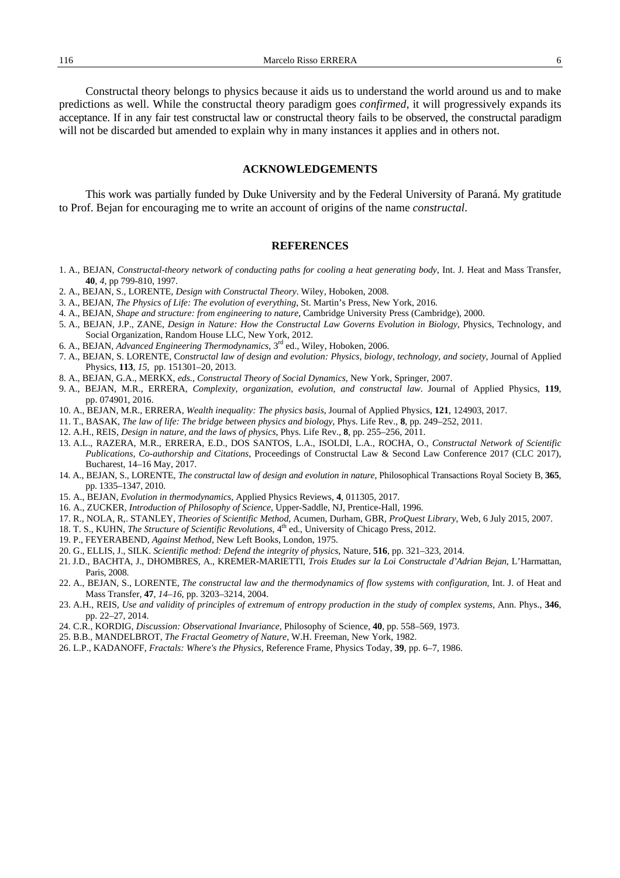Constructal theory belongs to physics because it aids us to understand the world around us and to make predictions as well. While the constructal theory paradigm goes *confirmed*, it will progressively expands its acceptance. If in any fair test constructal law or constructal theory fails to be observed, the constructal paradigm will not be discarded but amended to explain why in many instances it applies and in others not.

## ACKNOWLEDGEMENTS

This work was partially funded by Duke University and by the Federal University of Paraná. My gratitude to Prof. Bejan for encouraging me to write an account of origins of the name *constructal*.

## REFERENCES

1. A., BEJAN, *Constructal-theory network of conducting paths for cooling a heat generating body*, Int. J. Heat and Mass Transfer, **40**, *4*, pp 799-810, 1997.
2. A., BEJAN, S., LORENTE, *Design with Constructal Theory*. Wiley, Hoboken, 2008.
3. A., BEJAN, *The Physics of Life: The evolution of everything*, St. Martin's Press, New York, 2016.
4. A., BEJAN, *Shape and structure: from engineering to nature*, Cambridge University Press (Cambridge), 2000.
5. A., BEJAN, J.P., ZANE, *Design in Nature: How the Constructal Law Governs Evolution in Biology*, Physics, Technology, and Social Organization, Random House LLC, New York, 2012.
6. A., BEJAN, *Advanced Engineering Thermodynamics*, 3rd ed., Wiley, Hoboken, 2006.
7. A., BEJAN, S. LORENTE, C*onstructal law of design and evolution: Physics, biology, technology, and society*, Journal of Applied Physics, **113**, *15*, pp. 151301–20, 2013.
8. A., BEJAN, G.A., MERKX, *eds.*, *Constructal Theory of Social Dynamics*, New York, Springer, 2007.
9. A., BEJAN, M.R., ERRERA, *Complexity, organization, evolution, and constructal law*. Journal of Applied Physics, **119**, pp. 074901, 2016.
10. A., BEJAN, M.R., ERRERA, *Wealth inequality: The physics basis*, Journal of Applied Physics, **121**, 124903, 2017.
11. T., BASAK, *The law of life: The bridge between physics and biology*, Phys. Life Rev., **8**, pp. 249–252, 2011.
12. A.H., REIS, *Design in nature, and the laws of physics*, Phys. Life Rev., **8**, pp. 255–256, 2011.
13. A.L., RAZERA, M.R., ERRERA, E.D., DOS SANTOS, L.A., ISOLDI, L.A., ROCHA, O., *Constructal Network of Scientific Publications, Co-authorship and Citations*, Proceedings of Constructal Law & Second Law Conference 2017 (CLC 2017), Bucharest, 14–16 May, 2017.
14. A., BEJAN, S., LORENTE, *The constructal law of design and evolution in nature*, Philosophical Transactions Royal Society B, **365**, pp. 1335–1347, 2010.
15. A., BEJAN, *Evolution in thermodynamics*, Applied Physics Reviews, **4**, 011305, 2017.
16. A., ZUCKER, *Introduction of Philosophy of Science*, Upper-Saddle, NJ, Prentice-Hall, 1996.
17. R., NOLA, R,. STANLEY, *Theories of Scientific Method*, Acumen, Durham, GBR, *ProQuest Library*, Web, 6 July 2015, 2007.
18. T. S., KUHN, *The Structure of Scientific Revolutions*, 4th ed., University of Chicago Press, 2012.
19. P., FEYERABEND, *Against Method*, New Left Books, London, 1975.
20. G., ELLIS, J., SILK. *Scientific method: Defend the integrity of physics*, Nature, **516**, pp. 321–323, 2014.
21. J.D., BACHTA, J., DHOMBRES, A., KREMER-MARIETTI, *Trois Etudes sur la Loi Constructale d'Adrian Bejan*, L'Harmattan, Paris, 2008.
22. A., BEJAN, S., LORENTE, *The constructal law and the thermodynamics of flow systems with configuration*, Int. J. of Heat and Mass Transfer, **47**, *14–16*, pp. 3203–3214, 2004.
23. A.H., REIS, *Use and validity of principles of extremum of entropy production in the study of complex systems*, Ann. Phys., **346**, pp. 22–27, 2014.
24. C.R., KORDIG, *Discussion: Observational Invariance*, Philosophy of Science, **40**, pp. 558–569, 1973.
25. B.B., MANDELBROT, *The Fractal Geometry of Nature*, W.H. Freeman, New York, 1982.
26. L.P., KADANOFF, *Fractals: Where's the Physics*, Reference Frame, Physics Today, **39**, pp. 6–7, 1986.